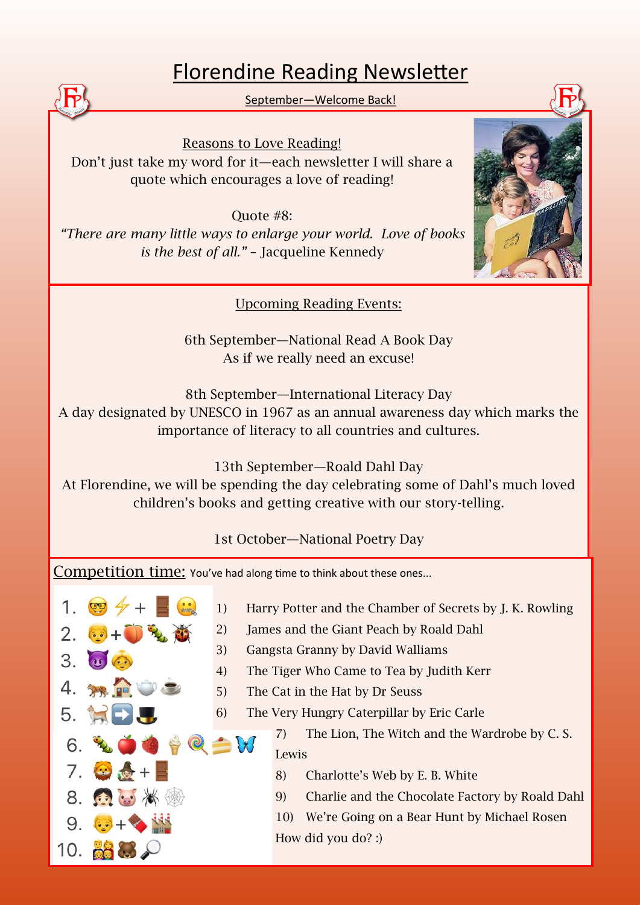# Florendine Reading Newsletter

September—Welcome Back!

## Reasons to Love Reading!

Don't just take my word for it—each newsletter I will share a quote which encourages a love of reading!

Quote #8:

*"There are many little ways to enlarge your world. Love of books is the best of all."* – Jacqueline Kennedy

## Upcoming Reading Events:

6th September—National Read A Book Day
As if we really need an excuse!

8th September—International Literacy Day
A day designated by UNESCO in 1967 as an annual awareness day which marks the importance of literacy to all countries and cultures.

13th September—Roald Dahl Day
At Florendine, we will be spending the day celebrating some of Dahl's much loved children's books and getting creative with our story-telling.

1st October—National Poetry Day

## Competition time: You've had along time to think about these ones...

1. 🤓⚡ + 🚪🤐
2. 👦 + 🍑🐛🐞
3. 😈👵
4. 🐅🏠🫖☕
5. 🐈➡️🎩
6. 🐛🍎🍓🍦🍭🍰🦋
7. 🦁🧙 + 🚪
8. 👧🐷🕷🕸
9. 👦 + 🍫🏭
10. 👪🐻🔎

1) Harry Potter and the Chamber of Secrets by J. K. Rowling
2) James and the Giant Peach by Roald Dahl
3) Gangsta Granny by David Walliams
4) The Tiger Who Came to Tea by Judith Kerr
5) The Cat in the Hat by Dr Seuss
6) The Very Hungry Caterpillar by Eric Carle
7) The Lion, The Witch and the Wardrobe by C. S. Lewis
8) Charlotte's Web by E. B. White
9) Charlie and the Chocolate Factory by Roald Dahl
10) We're Going on a Bear Hunt by Michael Rosen

How did you do? :)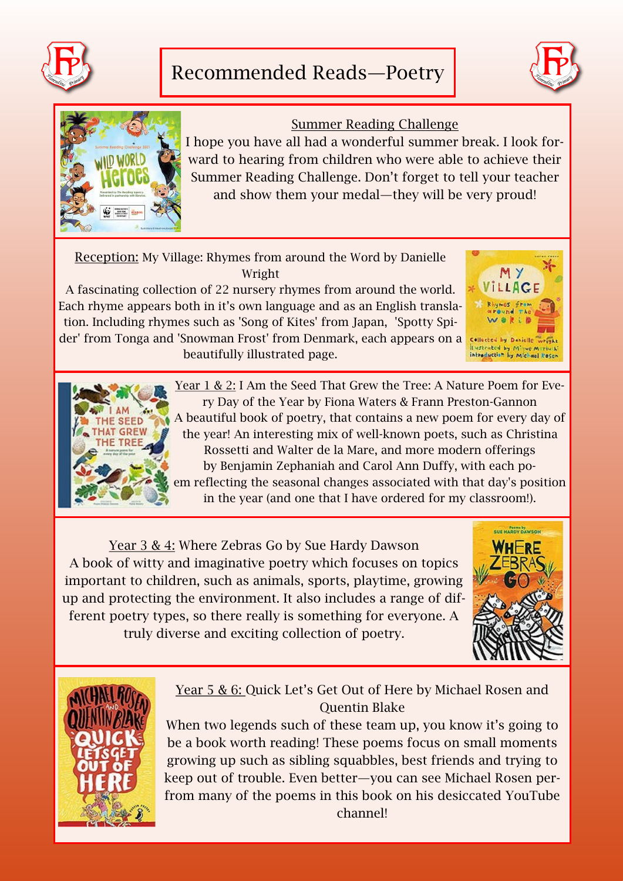# Recommended Reads—Poetry

Summer Reading Challenge

I hope you have all had a wonderful summer break. I look forward to hearing from children who were able to achieve their Summer Reading Challenge. Don't forget to tell your teacher and show them your medal—they will be very proud!

Reception: My Village: Rhymes from around the Word by Danielle Wright

A fascinating collection of 22 nursery rhymes from around the world. Each rhyme appears both in it's own language and as an English translation. Including rhymes such as 'Song of Kites' from Japan, 'Spotty Spider' from Tonga and 'Snowman Frost' from Denmark, each appears on a beautifully illustrated page.

Year 1 & 2: I Am the Seed That Grew the Tree: A Nature Poem for Every Day of the Year by Fiona Waters & Frann Preston-Gannon

A beautiful book of poetry, that contains a new poem for every day of the year! An interesting mix of well-known poets, such as Christina Rossetti and Walter de la Mare, and more modern offerings by Benjamin Zephaniah and Carol Ann Duffy, with each poem reflecting the seasonal changes associated with that day's position in the year (and one that I have ordered for my classroom!).

Year 3 & 4: Where Zebras Go by Sue Hardy Dawson

A book of witty and imaginative poetry which focuses on topics important to children, such as animals, sports, playtime, growing up and protecting the environment. It also includes a range of different poetry types, so there really is something for everyone. A truly diverse and exciting collection of poetry.

Year 5 & 6: Quick Let's Get Out of Here by Michael Rosen and Quentin Blake

When two legends such of these team up, you know it's going to be a book worth reading! These poems focus on small moments growing up such as sibling squabbles, best friends and trying to keep out of trouble. Even better—you can see Michael Rosen perfrom many of the poems in this book on his desiccated YouTube channel!